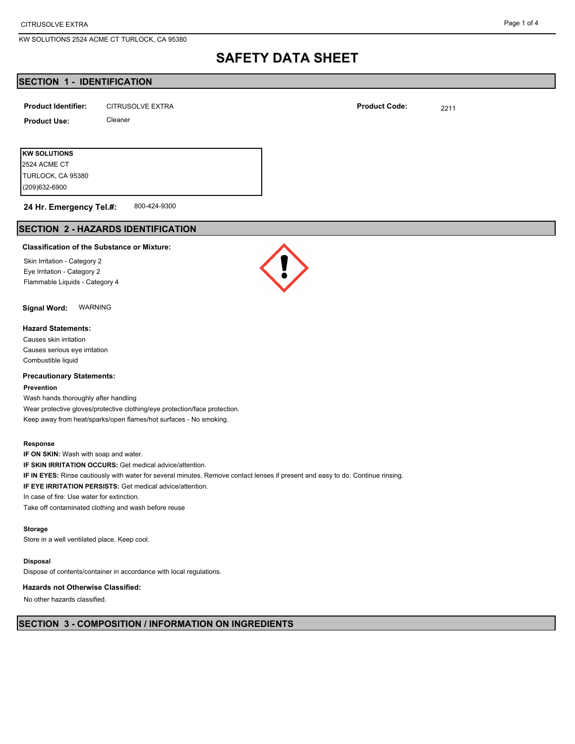# SAFETY DATA SHEET

## SECTION 1 - IDENTIFICATION

**Product Identifier:** CITRUSOLVE EXTRA

**Product Code:** 2211

**Product Use:** Cleaner

**KW SOLUTIONS**
2524 ACME CT
TURLOCK, CA 95380
(209)632-6900

**24 Hr. Emergency Tel.#:** 800-424-9300

## SECTION 2 - HAZARDS IDENTIFICATION

**Classification of the Substance or Mixture:**

Skin Irritation - Category 2
Eye Irritation - Category 2
Flammable Liquids - Category 4

**Signal Word:** WARNING

**Hazard Statements:**

Causes skin irritation
Causes serious eye irritation
Combustible liquid

**Precautionary Statements:**

**Prevention**

Wash hands thoroughly after handling
Wear protective gloves/protective clothing/eye protection/face protection.
Keep away from heat/sparks/open flames/hot surfaces - No smoking.

**Response**

**IF ON SKIN:** Wash with soap and water.
**IF SKIN IRRITATION OCCURS:** Get medical advice/attention.
**IF IN EYES:** Rinse cautiously with water for several minutes. Remove contact lenses if present and easy to do. Continue rinsing.
**IF EYE IRRITATION PERSISTS:** Get medical advice/attention.
In case of fire: Use water for extinction.
Take off contaminated clothing and wash before reuse

**Storage**

Store in a well ventilated place. Keep cool.

**Disposal**

Dispose of contents/container in accordance with local regulations.

**Hazards not Otherwise Classified:**

No other hazards classified.

## SECTION 3 - COMPOSITION / INFORMATION ON INGREDIENTS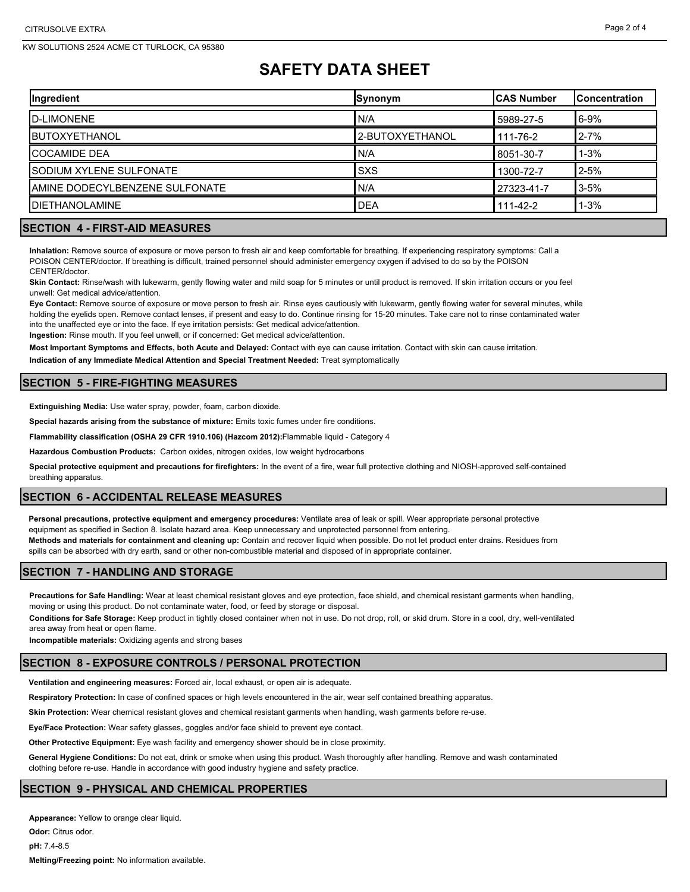# SAFETY DATA SHEET

| Ingredient | Synonym | CAS Number | Concentration |
|---|---|---|---|
| D-LIMONENE | N/A | 5989-27-5 | 6-9% |
| BUTOXYETHANOL | 2-BUTOXYETHANOL | 111-76-2 | 2-7% |
| COCAMIDE DEA | N/A | 8051-30-7 | 1-3% |
| SODIUM XYLENE SULFONATE | SXS | 1300-72-7 | 2-5% |
| AMINE DODECYLBENZENE SULFONATE | N/A | 27323-41-7 | 3-5% |
| DIETHANOLAMINE | DEA | 111-42-2 | 1-3% |

## SECTION 4 - FIRST-AID MEASURES

**Inhalation:** Remove source of exposure or move person to fresh air and keep comfortable for breathing. If experiencing respiratory symptoms: Call a POISON CENTER/doctor. If breathing is difficult, trained personnel should administer emergency oxygen if advised to do so by the POISON CENTER/doctor.

**Skin Contact:** Rinse/wash with lukewarm, gently flowing water and mild soap for 5 minutes or until product is removed. If skin irritation occurs or you feel unwell: Get medical advice/attention.

**Eye Contact:** Remove source of exposure or move person to fresh air. Rinse eyes cautiously with lukewarm, gently flowing water for several minutes, while holding the eyelids open. Remove contact lenses, if present and easy to do. Continue rinsing for 15-20 minutes. Take care not to rinse contaminated water into the unaffected eye or into the face. If eye irritation persists: Get medical advice/attention.

**Ingestion:** Rinse mouth. If you feel unwell, or if concerned: Get medical advice/attention.

**Most Important Symptoms and Effects, both Acute and Delayed:** Contact with eye can cause irritation. Contact with skin can cause irritation.

**Indication of any Immediate Medical Attention and Special Treatment Needed:** Treat symptomatically

## SECTION 5 - FIRE-FIGHTING MEASURES

**Extinguishing Media:** Use water spray, powder, foam, carbon dioxide.

**Special hazards arising from the substance of mixture:** Emits toxic fumes under fire conditions.

**Flammability classification (OSHA 29 CFR 1910.106) (Hazcom 2012):** Flammable liquid - Category 4

**Hazardous Combustion Products:** Carbon oxides, nitrogen oxides, low weight hydrocarbons

**Special protective equipment and precautions for firefighters:** In the event of a fire, wear full protective clothing and NIOSH-approved self-contained breathing apparatus.

## SECTION 6 - ACCIDENTAL RELEASE MEASURES

**Personal precautions, protective equipment and emergency procedures:** Ventilate area of leak or spill. Wear appropriate personal protective equipment as specified in Section 8. Isolate hazard area. Keep unnecessary and unprotected personnel from entering.

**Methods and materials for containment and cleaning up:** Contain and recover liquid when possible. Do not let product enter drains. Residues from spills can be absorbed with dry earth, sand or other non-combustible material and disposed of in appropriate container.

## SECTION 7 - HANDLING AND STORAGE

**Precautions for Safe Handling:** Wear at least chemical resistant gloves and eye protection, face shield, and chemical resistant garments when handling, moving or using this product. Do not contaminate water, food, or feed by storage or disposal.

**Conditions for Safe Storage:** Keep product in tightly closed container when not in use. Do not drop, roll, or skid drum. Store in a cool, dry, well-ventilated area away from heat or open flame.

**Incompatible materials:** Oxidizing agents and strong bases

## SECTION 8 - EXPOSURE CONTROLS / PERSONAL PROTECTION

**Ventilation and engineering measures:** Forced air, local exhaust, or open air is adequate.

**Respiratory Protection:** In case of confined spaces or high levels encountered in the air, wear self contained breathing apparatus.

**Skin Protection:** Wear chemical resistant gloves and chemical resistant garments when handling, wash garments before re-use.

**Eye/Face Protection:** Wear safety glasses, goggles and/or face shield to prevent eye contact.

**Other Protective Equipment:** Eye wash facility and emergency shower should be in close proximity.

**General Hygiene Conditions:** Do not eat, drink or smoke when using this product. Wash thoroughly after handling. Remove and wash contaminated clothing before re-use. Handle in accordance with good industry hygiene and safety practice.

## SECTION 9 - PHYSICAL AND CHEMICAL PROPERTIES

**Appearance:** Yellow to orange clear liquid.

**Odor:** Citrus odor.

**pH:** 7.4-8.5

**Melting/Freezing point:** No information available.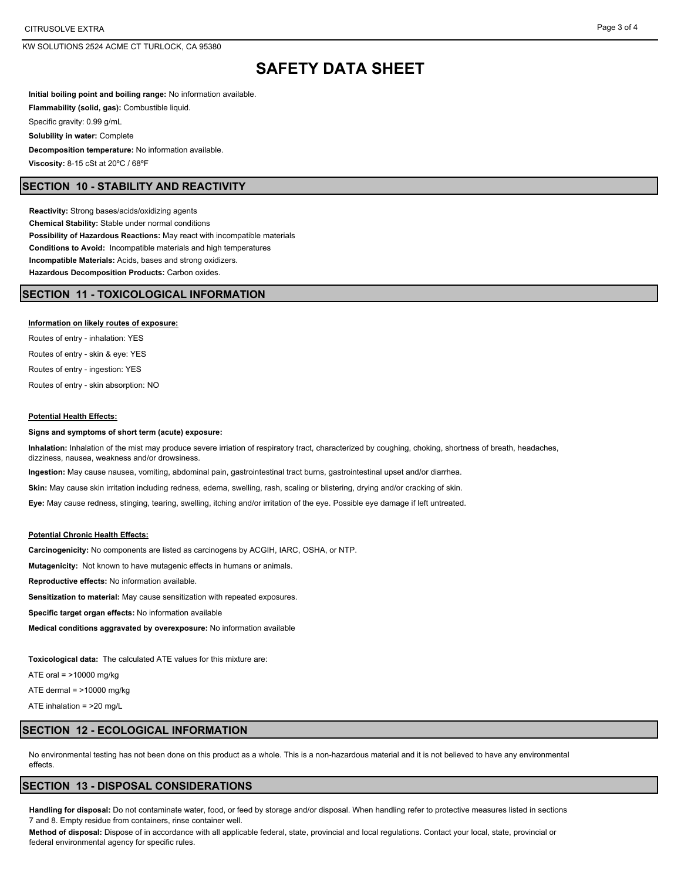**Initial boiling point and boiling range:** No information available.

**Flammability (solid, gas):** Combustible liquid.

Specific gravity: 0.99 g/mL

**Solubility in water:** Complete

**Decomposition temperature:** No information available.

**Viscosity:** 8-15 cSt at 20ºC / 68ºF

## SECTION 10 - STABILITY AND REACTIVITY

**Reactivity:** Strong bases/acids/oxidizing agents

**Chemical Stability:** Stable under normal conditions

**Possibility of Hazardous Reactions:** May react with incompatible materials

**Conditions to Avoid:** Incompatible materials and high temperatures

**Incompatible Materials:** Acids, bases and strong oxidizers.

**Hazardous Decomposition Products:** Carbon oxides.

## SECTION 11 - TOXICOLOGICAL INFORMATION

**Information on likely routes of exposure:**

Routes of entry - inhalation: YES

Routes of entry - skin & eye: YES

Routes of entry - ingestion: YES

Routes of entry - skin absorption: NO

**Potential Health Effects:**

**Signs and symptoms of short term (acute) exposure:**

**Inhalation:** Inhalation of the mist may produce severe irriation of respiratory tract, characterized by coughing, choking, shortness of breath, headaches, dizziness, nausea, weakness and/or drowsiness.

**Ingestion:** May cause nausea, vomiting, abdominal pain, gastrointestinal tract burns, gastrointestinal upset and/or diarrhea.

**Skin:** May cause skin irritation including redness, edema, swelling, rash, scaling or blistering, drying and/or cracking of skin.

**Eye:** May cause redness, stinging, tearing, swelling, itching and/or irritation of the eye. Possible eye damage if left untreated.

**Potential Chronic Health Effects:**

**Carcinogenicity:** No components are listed as carcinogens by ACGIH, IARC, OSHA, or NTP.

**Mutagenicity:** Not known to have mutagenic effects in humans or animals.

**Reproductive effects:** No information available.

**Sensitization to material:** May cause sensitization with repeated exposures.

**Specific target organ effects:** No information available

**Medical conditions aggravated by overexposure:** No information available

**Toxicological data:** The calculated ATE values for this mixture are:

ATE oral = >10000 mg/kg

ATE dermal = >10000 mg/kg

ATE inhalation = >20 mg/L

## SECTION 12 - ECOLOGICAL INFORMATION

No environmental testing has not been done on this product as a whole. This is a non-hazardous material and it is not believed to have any environmental effects.

## SECTION 13 - DISPOSAL CONSIDERATIONS

**Handling for disposal:** Do not contaminate water, food, or feed by storage and/or disposal. When handling refer to protective measures listed in sections 7 and 8. Empty residue from containers, rinse container well.

**Method of disposal:** Dispose of in accordance with all applicable federal, state, provincial and local regulations. Contact your local, state, provincial or federal environmental agency for specific rules.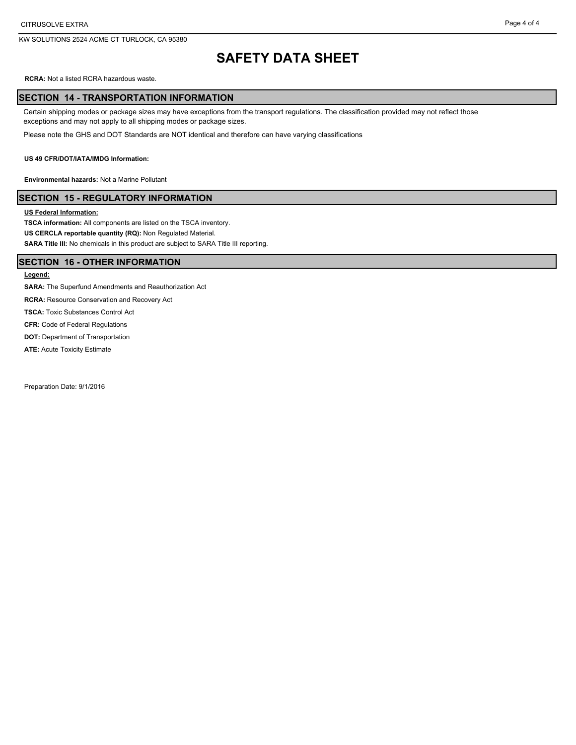**RCRA:** Not a listed RCRA hazardous waste.

## SECTION 14 - TRANSPORTATION INFORMATION

Certain shipping modes or package sizes may have exceptions from the transport regulations. The classification provided may not reflect those exceptions and may not apply to all shipping modes or package sizes.

Please note the GHS and DOT Standards are NOT identical and therefore can have varying classifications

**US 49 CFR/DOT/IATA/IMDG Information:**

**Environmental hazards:** Not a Marine Pollutant

## SECTION 15 - REGULATORY INFORMATION

**US Federal Information:**

**TSCA information:** All components are listed on the TSCA inventory.

**US CERCLA reportable quantity (RQ):** Non Regulated Material.

**SARA Title III:** No chemicals in this product are subject to SARA Title III reporting.

## SECTION 16 - OTHER INFORMATION

**Legend:**

**SARA:** The Superfund Amendments and Reauthorization Act

**RCRA:** Resource Conservation and Recovery Act

**TSCA:** Toxic Substances Control Act

**CFR:** Code of Federal Regulations

**DOT:** Department of Transportation

**ATE:** Acute Toxicity Estimate

Preparation Date: 9/1/2016